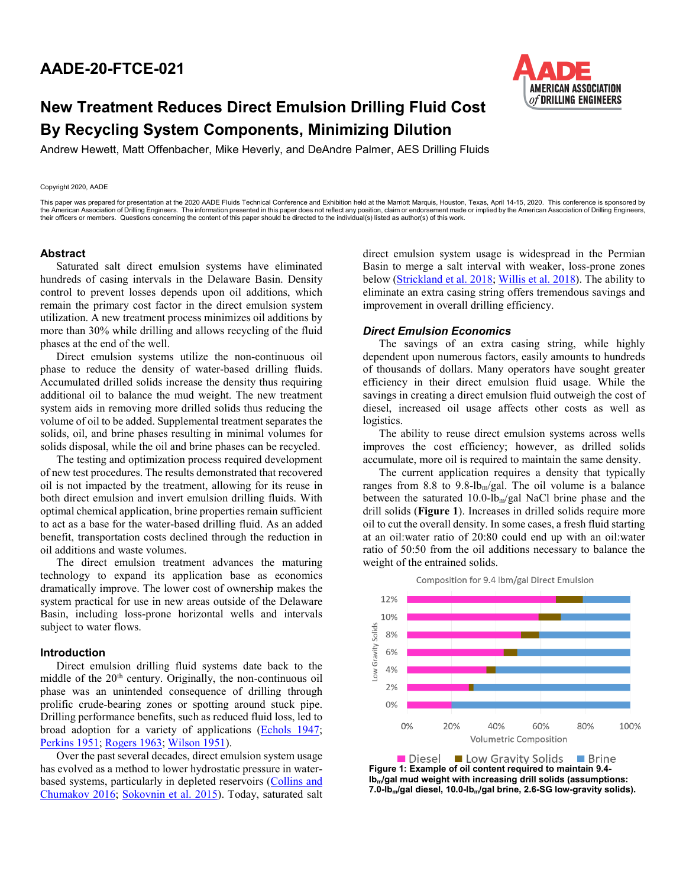# AADE-20-FTCE-021

## New Treatment Reduces Direct Emulsion Drilling Fluid Cost By Recycling System Components, Minimizing Dilution

Andrew Hewett, Matt Offenbacher, Mike Heverly, and DeAndre Palmer, AES Drilling Fluids

Copyright 2020, AADE

This paper was prepared for presentation at the 2020 AADE Fluids Technical Conference and Exhibition held at the Marriott Marquis, Houston, Texas, April 14-15, 2020. This conference is sponsored by the American Association of Drilling Engineers. The information presented in this paper does not reflect any position, claim or endorsement made or implied by the American Association of Drilling Engineers, their officers or members. Questions concerning the content of this paper should be directed to the individual(s) listed as author(s) of this work.

### Abstract

Saturated salt direct emulsion systems have eliminated hundreds of casing intervals in the Delaware Basin. Density control to prevent losses depends upon oil additions, which remain the primary cost factor in the direct emulsion system utilization. A new treatment process minimizes oil additions by more than 30% while drilling and allows recycling of the fluid phases at the end of the well.

Direct emulsion systems utilize the non-continuous oil phase to reduce the density of water-based drilling fluids. Accumulated drilled solids increase the density thus requiring additional oil to balance the mud weight. The new treatment system aids in removing more drilled solids thus reducing the volume of oil to be added. Supplemental treatment separates the solids, oil, and brine phases resulting in minimal volumes for solids disposal, while the oil and brine phases can be recycled.

The testing and optimization process required development of new test procedures. The results demonstrated that recovered oil is not impacted by the treatment, allowing for its reuse in both direct emulsion and invert emulsion drilling fluids. With optimal chemical application, brine properties remain sufficient to act as a base for the water-based drilling fluid. As an added benefit, transportation costs declined through the reduction in oil additions and waste volumes.

The direct emulsion treatment advances the maturing technology to expand its application base as economics dramatically improve. The lower cost of ownership makes the system practical for use in new areas outside of the Delaware Basin, including loss-prone horizontal wells and intervals subject to water flows.

### Introduction

Direct emulsion drilling fluid systems date back to the middle of the 20th century. Originally, the non-continuous oil phase was an unintended consequence of drilling through prolific crude-bearing zones or spotting around stuck pipe. Drilling performance benefits, such as reduced fluid loss, led to broad adoption for a variety of applications (Echols 1947; Perkins 1951; Rogers 1963; Wilson 1951).

Over the past several decades, direct emulsion system usage has evolved as a method to lower hydrostatic pressure in water-based systems, particularly in depleted reservoirs (Collins and Chumakov 2016; Sokovnin et al. 2015). Today, saturated salt direct emulsion system usage is widespread in the Permian Basin to merge a salt interval with weaker, loss-prone zones below (Strickland et al. 2018; Willis et al. 2018). The ability to eliminate an extra casing string offers tremendous savings and improvement in overall drilling efficiency.

#### *Direct Emulsion Economics*

The savings of an extra casing string, while highly dependent upon numerous factors, easily amounts to hundreds of thousands of dollars. Many operators have sought greater efficiency in their direct emulsion fluid usage. While the savings in creating a direct emulsion fluid outweigh the cost of diesel, increased oil usage affects other costs as well as logistics.

The ability to reuse direct emulsion systems across wells improves the cost efficiency; however, as drilled solids accumulate, more oil is required to maintain the same density.

The current application requires a density that typically ranges from 8.8 to 9.8-$lb_m$/gal. The oil volume is a balance between the saturated 10.0-$lb_m$/gal NaCl brine phase and the drill solids (**Figure 1**). Increases in drilled solids require more oil to cut the overall density. In some cases, a fresh fluid starting at an oil:water ratio of 20:80 could end up with an oil:water ratio of 50:50 from the oil additions necessary to balance the weight of the entrained solids.

Composition for 9.4 lbm/gal Direct Emulsion

| Low Gravity Solids | Diesel | Low Gravity Solids | Brine |
|---|---|---|---|
| 0% | ~20% | 0% | ~80% |
| 2% | ~28% | ~2% | ~70% |
| 4% | ~36% | ~4% | ~60% |
| 6% | ~43% | ~6% | ~51% |
| 8% | ~51% | ~8% | ~41% |
| 10% | ~59% | ~10% | ~31% |
| 12% | ~67% | ~12% | ~21% |

**Figure 1: Example of oil content required to maintain 9.4-$lb_m$/gal mud weight with increasing drill solids (assumptions: 7.0-$lb_m$/gal diesel, 10.0-$lb_m$/gal brine, 2.6-SG low-gravity solids).**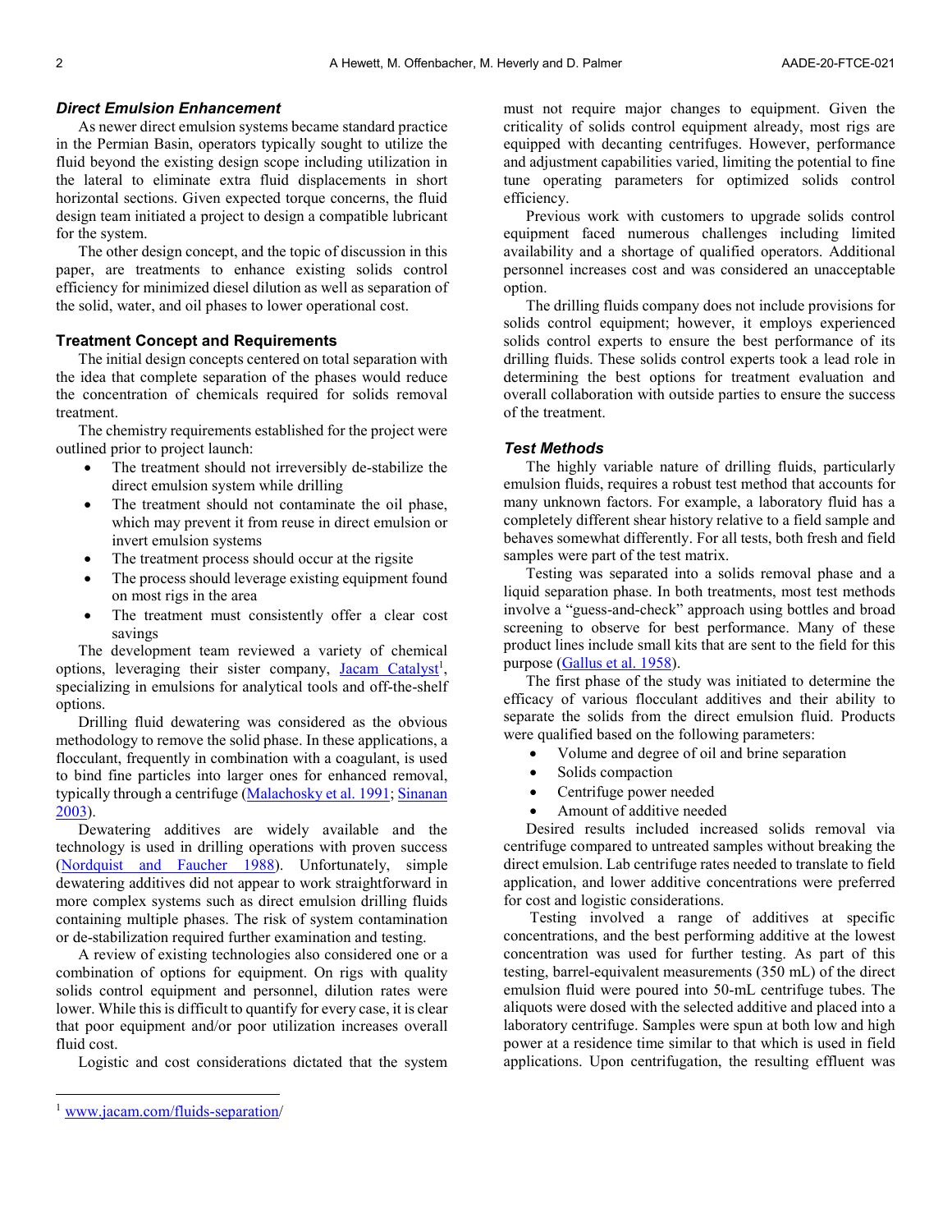### *Direct Emulsion Enhancement*

As newer direct emulsion systems became standard practice in the Permian Basin, operators typically sought to utilize the fluid beyond the existing design scope including utilization in the lateral to eliminate extra fluid displacements in short horizontal sections. Given expected torque concerns, the fluid design team initiated a project to design a compatible lubricant for the system.

The other design concept, and the topic of discussion in this paper, are treatments to enhance existing solids control efficiency for minimized diesel dilution as well as separation of the solid, water, and oil phases to lower operational cost.

## Treatment Concept and Requirements

The initial design concepts centered on total separation with the idea that complete separation of the phases would reduce the concentration of chemicals required for solids removal treatment.

The chemistry requirements established for the project were outlined prior to project launch:

- The treatment should not irreversibly de-stabilize the direct emulsion system while drilling
- The treatment should not contaminate the oil phase, which may prevent it from reuse in direct emulsion or invert emulsion systems
- The treatment process should occur at the rigsite
- The process should leverage existing equipment found on most rigs in the area
- The treatment must consistently offer a clear cost savings

The development team reviewed a variety of chemical options, leveraging their sister company, Jacam Catalyst[1], specializing in emulsions for analytical tools and off-the-shelf options.

Drilling fluid dewatering was considered as the obvious methodology to remove the solid phase. In these applications, a flocculant, frequently in combination with a coagulant, is used to bind fine particles into larger ones for enhanced removal, typically through a centrifuge (Malachosky et al. 1991; Sinanan 2003).

Dewatering additives are widely available and the technology is used in drilling operations with proven success (Nordquist and Faucher 1988). Unfortunately, simple dewatering additives did not appear to work straightforward in more complex systems such as direct emulsion drilling fluids containing multiple phases. The risk of system contamination or de-stabilization required further examination and testing.

A review of existing technologies also considered one or a combination of options for equipment. On rigs with quality solids control equipment and personnel, dilution rates were lower. While this is difficult to quantify for every case, it is clear that poor equipment and/or poor utilization increases overall fluid cost.

Logistic and cost considerations dictated that the system must not require major changes to equipment. Given the criticality of solids control equipment already, most rigs are equipped with decanting centrifuges. However, performance and adjustment capabilities varied, limiting the potential to fine tune operating parameters for optimized solids control efficiency.

Previous work with customers to upgrade solids control equipment faced numerous challenges including limited availability and a shortage of qualified operators. Additional personnel increases cost and was considered an unacceptable option.

The drilling fluids company does not include provisions for solids control equipment; however, it employs experienced solids control experts to ensure the best performance of its drilling fluids. These solids control experts took a lead role in determining the best options for treatment evaluation and overall collaboration with outside parties to ensure the success of the treatment.

### *Test Methods*

The highly variable nature of drilling fluids, particularly emulsion fluids, requires a robust test method that accounts for many unknown factors. For example, a laboratory fluid has a completely different shear history relative to a field sample and behaves somewhat differently. For all tests, both fresh and field samples were part of the test matrix.

Testing was separated into a solids removal phase and a liquid separation phase. In both treatments, most test methods involve a "guess-and-check" approach using bottles and broad screening to observe for best performance. Many of these product lines include small kits that are sent to the field for this purpose (Gallus et al. 1958).

The first phase of the study was initiated to determine the efficacy of various flocculant additives and their ability to separate the solids from the direct emulsion fluid. Products were qualified based on the following parameters:

- Volume and degree of oil and brine separation
- Solids compaction
- Centrifuge power needed
- Amount of additive needed

Desired results included increased solids removal via centrifuge compared to untreated samples without breaking the direct emulsion. Lab centrifuge rates needed to translate to field application, and lower additive concentrations were preferred for cost and logistic considerations.

Testing involved a range of additives at specific concentrations, and the best performing additive at the lowest concentration was used for further testing. As part of this testing, barrel-equivalent measurements (350 mL) of the direct emulsion fluid were poured into 50-mL centrifuge tubes. The aliquots were dosed with the selected additive and placed into a laboratory centrifuge. Samples were spun at both low and high power at a residence time similar to that which is used in field applications. Upon centrifugation, the resulting effluent was

[1] www.jacam.com/fluids-separation/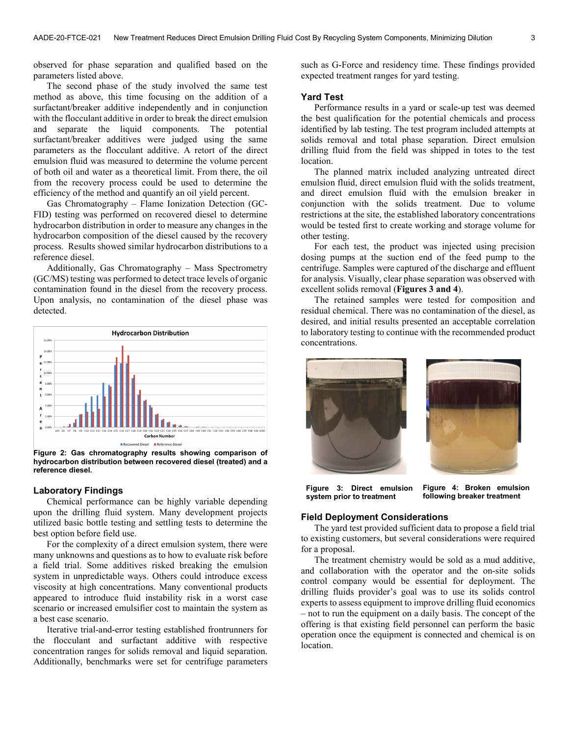observed for phase separation and qualified based on the parameters listed above.

The second phase of the study involved the same test method as above, this time focusing on the addition of a surfactant/breaker additive independently and in conjunction with the flocculant additive in order to break the direct emulsion and separate the liquid components. The potential surfactant/breaker additives were judged using the same parameters as the flocculant additive. A retort of the direct emulsion fluid was measured to determine the volume percent of both oil and water as a theoretical limit. From there, the oil from the recovery process could be used to determine the efficiency of the method and quantify an oil yield percent.

Gas Chromatography – Flame Ionization Detection (GC-FID) testing was performed on recovered diesel to determine hydrocarbon distribution in order to measure any changes in the hydrocarbon composition of the diesel caused by the recovery process. Results showed similar hydrocarbon distributions to a reference diesel.

Additionally, Gas Chromatography – Mass Spectrometry (GC/MS) testing was performed to detect trace levels of organic contamination found in the diesel from the recovery process. Upon analysis, no contamination of the diesel phase was detected.

**Figure 2: Gas chromatography results showing comparison of hydrocarbon distribution between recovered diesel (treated) and a reference diesel.**

## Laboratory Findings

Chemical performance can be highly variable depending upon the drilling fluid system. Many development projects utilized basic bottle testing and settling tests to determine the best option before field use.

For the complexity of a direct emulsion system, there were many unknowns and questions as to how to evaluate risk before a field trial. Some additives risked breaking the emulsion system in unpredictable ways. Others could introduce excess viscosity at high concentrations. Many conventional products appeared to introduce fluid instability risk in a worst case scenario or increased emulsifier cost to maintain the system as a best case scenario.

Iterative trial-and-error testing established frontrunners for the flocculant and surfactant additive with respective concentration ranges for solids removal and liquid separation. Additionally, benchmarks were set for centrifuge parameters such as G-Force and residency time. These findings provided expected treatment ranges for yard testing.

## Yard Test

Performance results in a yard or scale-up test was deemed the best qualification for the potential chemicals and process identified by lab testing. The test program included attempts at solids removal and total phase separation. Direct emulsion drilling fluid from the field was shipped in totes to the test location.

The planned matrix included analyzing untreated direct emulsion fluid, direct emulsion fluid with the solids treatment, and direct emulsion fluid with the emulsion breaker in conjunction with the solids treatment. Due to volume restrictions at the site, the established laboratory concentrations would be tested first to create working and storage volume for other testing.

For each test, the product was injected using precision dosing pumps at the suction end of the feed pump to the centrifuge. Samples were captured of the discharge and effluent for analysis. Visually, clear phase separation was observed with excellent solids removal (**Figures 3 and 4**).

The retained samples were tested for composition and residual chemical. There was no contamination of the diesel, as desired, and initial results presented an acceptable correlation to laboratory testing to continue with the recommended product concentrations.

**Figure 3: Direct emulsion system prior to treatment**

**Figure 4: Broken emulsion following breaker treatment**

## Field Deployment Considerations

The yard test provided sufficient data to propose a field trial to existing customers, but several considerations were required for a proposal.

The treatment chemistry would be sold as a mud additive, and collaboration with the operator and the on-site solids control company would be essential for deployment. The drilling fluids provider's goal was to use its solids control experts to assess equipment to improve drilling fluid economics – not to run the equipment on a daily basis. The concept of the offering is that existing field personnel can perform the basic operation once the equipment is connected and chemical is on location.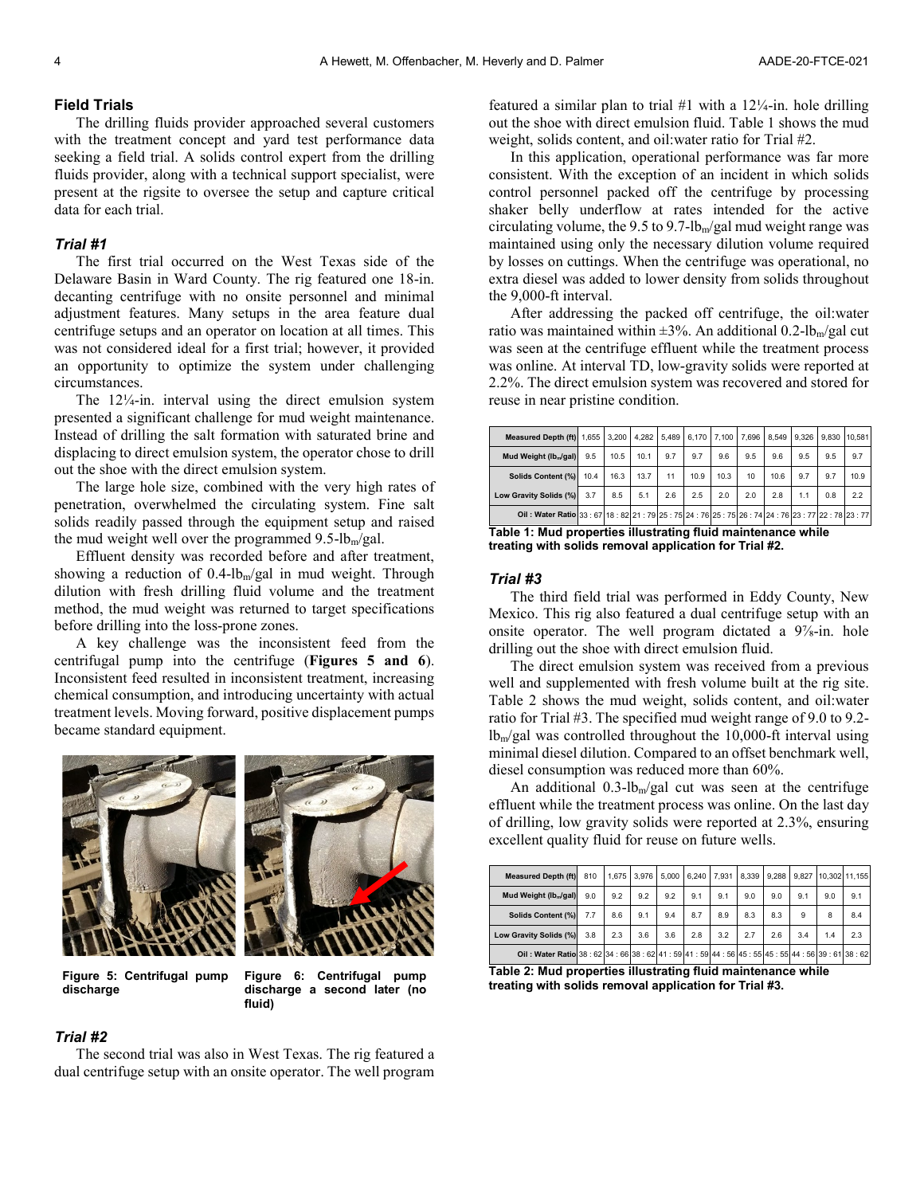## Field Trials

The drilling fluids provider approached several customers with the treatment concept and yard test performance data seeking a field trial. A solids control expert from the drilling fluids provider, along with a technical support specialist, were present at the rigsite to oversee the setup and capture critical data for each trial.

### *Trial #1*

The first trial occurred on the West Texas side of the Delaware Basin in Ward County. The rig featured one 18-in. decanting centrifuge with no onsite personnel and minimal adjustment features. Many setups in the area feature dual centrifuge setups and an operator on location at all times. This was not considered ideal for a first trial; however, it provided an opportunity to optimize the system under challenging circumstances.

The 12¼-in. interval using the direct emulsion system presented a significant challenge for mud weight maintenance. Instead of drilling the salt formation with saturated brine and displacing to direct emulsion system, the operator chose to drill out the shoe with the direct emulsion system.

The large hole size, combined with the very high rates of penetration, overwhelmed the circulating system. Fine salt solids readily passed through the equipment setup and raised the mud weight well over the programmed 9.5-$lb_m$/gal.

Effluent density was recorded before and after treatment, showing a reduction of 0.4-$lb_m$/gal in mud weight. Through dilution with fresh drilling fluid volume and the treatment method, the mud weight was returned to target specifications before drilling into the loss-prone zones.

A key challenge was the inconsistent feed from the centrifugal pump into the centrifuge (**Figures 5 and 6**). Inconsistent feed resulted in inconsistent treatment, increasing chemical consumption, and introducing uncertainty with actual treatment levels. Moving forward, positive displacement pumps became standard equipment.

**Figure 5: Centrifugal pump discharge**

**Figure 6: Centrifugal pump discharge a second later (no fluid)**

### *Trial #2*

The second trial was also in West Texas. The rig featured a dual centrifuge setup with an onsite operator. The well program featured a similar plan to trial #1 with a 12¼-in. hole drilling out the shoe with direct emulsion fluid. Table 1 shows the mud weight, solids content, and oil:water ratio for Trial #2.

In this application, operational performance was far more consistent. With the exception of an incident in which solids control personnel packed off the centrifuge by processing shaker belly underflow at rates intended for the active circulating volume, the 9.5 to 9.7-$lb_m$/gal mud weight range was maintained using only the necessary dilution volume required by losses on cuttings. When the centrifuge was operational, no extra diesel was added to lower density from solids throughout the 9,000-ft interval.

After addressing the packed off centrifuge, the oil:water ratio was maintained within ±3%. An additional 0.2-$lb_m$/gal cut was seen at the centrifuge effluent while the treatment process was online. At interval TD, low-gravity solids were reported at 2.2%. The direct emulsion system was recovered and stored for reuse in near pristine condition.

| Measured Depth (ft) | 1,655 | 3,200 | 4,282 | 5,489 | 6,170 | 7,100 | 7,696 | 8,549 | 9,326 | 9,830 | 10,581 |
|---|---|---|---|---|---|---|---|---|---|---|---|
| Mud Weight ($lb_m$/gal) | 9.5 | 10.5 | 10.1 | 9.7 | 9.7 | 9.6 | 9.5 | 9.6 | 9.5 | 9.5 | 9.7 |
| Solids Content (%) | 10.4 | 16.3 | 13.7 | 11 | 10.9 | 10.3 | 10 | 10.6 | 9.7 | 9.7 | 10.9 |
| Low Gravity Solids (%) | 3.7 | 8.5 | 5.1 | 2.6 | 2.5 | 2.0 | 2.0 | 2.8 | 1.1 | 0.8 | 2.2 |
| Oil : Water Ratio | 33 : 67 | 18 : 82 | 21 : 79 | 25 : 75 | 24 : 76 | 25 : 75 | 26 : 74 | 24 : 76 | 23 : 77 | 22 : 78 | 23 : 77 |

**Table 1: Mud properties illustrating fluid maintenance while treating with solids removal application for Trial #2.**

### *Trial #3*

The third field trial was performed in Eddy County, New Mexico. This rig also featured a dual centrifuge setup with an onsite operator. The well program dictated a 9⅞-in. hole drilling out the shoe with direct emulsion fluid.

The direct emulsion system was received from a previous well and supplemented with fresh volume built at the rig site. Table 2 shows the mud weight, solids content, and oil:water ratio for Trial #3. The specified mud weight range of 9.0 to 9.2-$lb_m$/gal was controlled throughout the 10,000-ft interval using minimal diesel dilution. Compared to an offset benchmark well, diesel consumption was reduced more than 60%.

An additional 0.3-$lb_m$/gal cut was seen at the centrifuge effluent while the treatment process was online. On the last day of drilling, low gravity solids were reported at 2.3%, ensuring excellent quality fluid for reuse on future wells.

| Measured Depth (ft) | 810 | 1,675 | 3,976 | 5,000 | 6,240 | 7,931 | 8,339 | 9,288 | 9,827 | 10,302 | 11,155 |
|---|---|---|---|---|---|---|---|---|---|---|---|
| Mud Weight ($lb_m$/gal) | 9.0 | 9.2 | 9.2 | 9.2 | 9.1 | 9.1 | 9.0 | 9.0 | 9.1 | 9.0 | 9.1 |
| Solids Content (%) | 7.7 | 8.6 | 9.1 | 9.4 | 8.7 | 8.9 | 8.3 | 8.3 | 9 | 8 | 8.4 |
| Low Gravity Solids (%) | 3.8 | 2.3 | 3.6 | 3.6 | 2.8 | 3.2 | 2.7 | 2.6 | 3.4 | 1.4 | 2.3 |
| Oil : Water Ratio | 38 : 62 | 34 : 66 | 38 : 62 | 41 : 59 | 41 : 59 | 44 : 56 | 45 : 55 | 45 : 55 | 44 : 56 | 39 : 61 | 38 : 62 |

**Table 2: Mud properties illustrating fluid maintenance while treating with solids removal application for Trial #3.**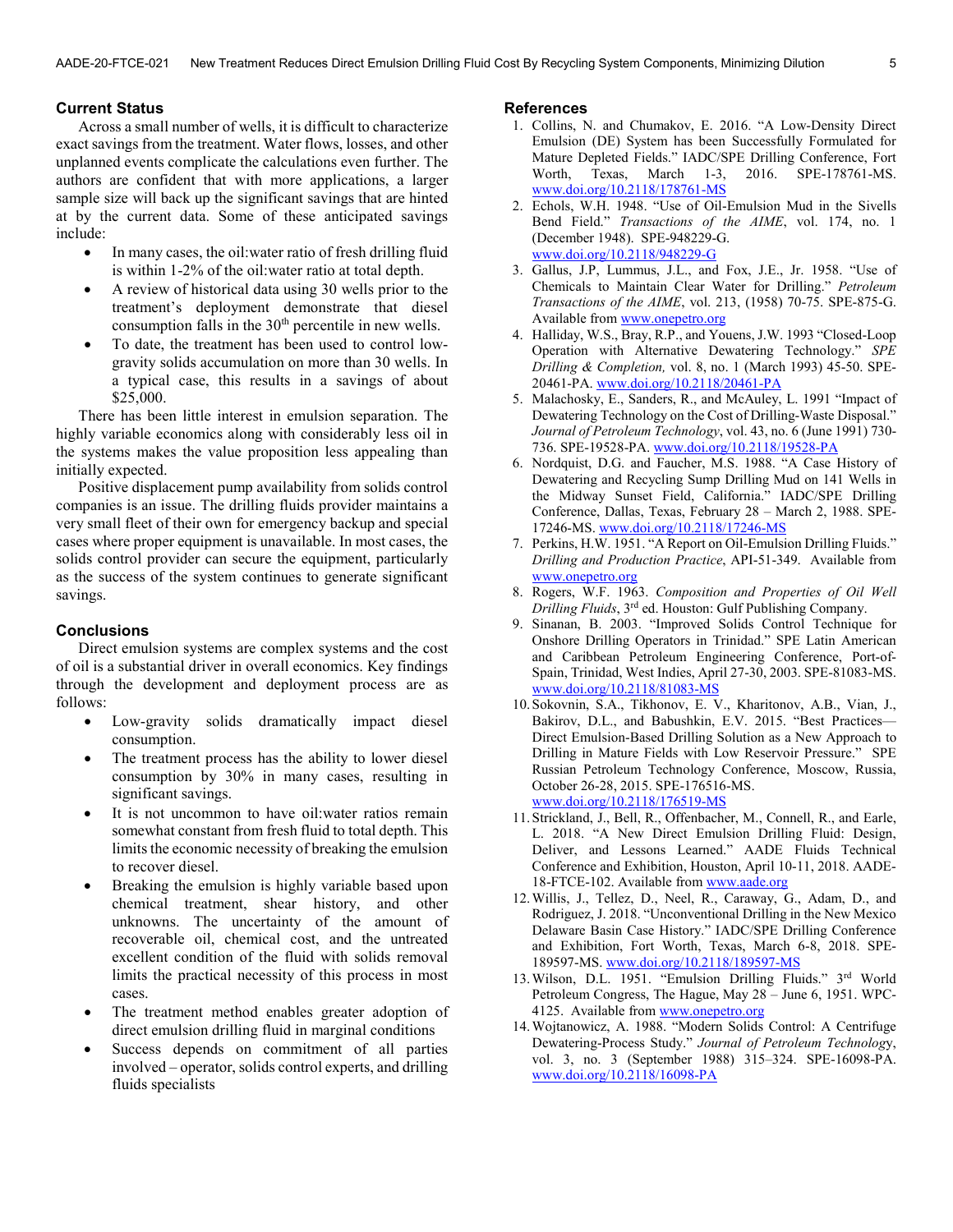## Current Status

Across a small number of wells, it is difficult to characterize exact savings from the treatment. Water flows, losses, and other unplanned events complicate the calculations even further. The authors are confident that with more applications, a larger sample size will back up the significant savings that are hinted at by the current data. Some of these anticipated savings include:

- In many cases, the oil:water ratio of fresh drilling fluid is within 1-2% of the oil:water ratio at total depth.
- A review of historical data using 30 wells prior to the treatment's deployment demonstrate that diesel consumption falls in the 30th percentile in new wells.
- To date, the treatment has been used to control low-gravity solids accumulation on more than 30 wells. In a typical case, this results in a savings of about $25,000.

There has been little interest in emulsion separation. The highly variable economics along with considerably less oil in the systems makes the value proposition less appealing than initially expected.

Positive displacement pump availability from solids control companies is an issue. The drilling fluids provider maintains a very small fleet of their own for emergency backup and special cases where proper equipment is unavailable. In most cases, the solids control provider can secure the equipment, particularly as the success of the system continues to generate significant savings.

## Conclusions

Direct emulsion systems are complex systems and the cost of oil is a substantial driver in overall economics. Key findings through the development and deployment process are as follows:

- Low-gravity solids dramatically impact diesel consumption.
- The treatment process has the ability to lower diesel consumption by 30% in many cases, resulting in significant savings.
- It is not uncommon to have oil:water ratios remain somewhat constant from fresh fluid to total depth. This limits the economic necessity of breaking the emulsion to recover diesel.
- Breaking the emulsion is highly variable based upon chemical treatment, shear history, and other unknowns. The uncertainty of the amount of recoverable oil, chemical cost, and the untreated excellent condition of the fluid with solids removal limits the practical necessity of this process in most cases.
- The treatment method enables greater adoption of direct emulsion drilling fluid in marginal conditions
- Success depends on commitment of all parties involved – operator, solids control experts, and drilling fluids specialists

## References

1. Collins, N. and Chumakov, E. 2016. "A Low-Density Direct Emulsion (DE) System has been Successfully Formulated for Mature Depleted Fields." IADC/SPE Drilling Conference, Fort Worth, Texas, March 1-3, 2016. SPE-178761-MS. www.doi.org/10.2118/178761-MS
2. Echols, W.H. 1948. "Use of Oil-Emulsion Mud in the Sivells Bend Field." *Transactions of the AIME*, vol. 174, no. 1 (December 1948). SPE-948229-G. www.doi.org/10.2118/948229-G
3. Gallus, J.P, Lummus, J.L., and Fox, J.E., Jr. 1958. "Use of Chemicals to Maintain Clear Water for Drilling." *Petroleum Transactions of the AIME*, vol. 213, (1958) 70-75. SPE-875-G. Available from www.onepetro.org
4. Halliday, W.S., Bray, R.P., and Youens, J.W. 1993 "Closed-Loop Operation with Alternative Dewatering Technology." *SPE Drilling & Completion,* vol. 8, no. 1 (March 1993) 45-50. SPE-20461-PA. www.doi.org/10.2118/20461-PA
5. Malachosky, E., Sanders, R., and McAuley, L. 1991 "Impact of Dewatering Technology on the Cost of Drilling-Waste Disposal." *Journal of Petroleum Technology*, vol. 43, no. 6 (June 1991) 730-736. SPE-19528-PA. www.doi.org/10.2118/19528-PA
6. Nordquist, D.G. and Faucher, M.S. 1988. "A Case History of Dewatering and Recycling Sump Drilling Mud on 141 Wells in the Midway Sunset Field, California." IADC/SPE Drilling Conference, Dallas, Texas, February 28 – March 2, 1988. SPE-17246-MS. www.doi.org/10.2118/17246-MS
7. Perkins, H.W. 1951. "A Report on Oil-Emulsion Drilling Fluids." *Drilling and Production Practice*, API-51-349. Available from www.onepetro.org
8. Rogers, W.F. 1963. *Composition and Properties of Oil Well Drilling Fluids*, 3rd ed. Houston: Gulf Publishing Company.
9. Sinanan, B. 2003. "Improved Solids Control Technique for Onshore Drilling Operators in Trinidad." SPE Latin American and Caribbean Petroleum Engineering Conference, Port-of-Spain, Trinidad, West Indies, April 27-30, 2003. SPE-81083-MS. www.doi.org/10.2118/81083-MS
10. Sokovnin, S.A., Tikhonov, E. V., Kharitonov, A.B., Vian, J., Bakirov, D.L., and Babushkin, E.V. 2015. "Best Practices—Direct Emulsion-Based Drilling Solution as a New Approach to Drilling in Mature Fields with Low Reservoir Pressure." SPE Russian Petroleum Technology Conference, Moscow, Russia, October 26-28, 2015. SPE-176516-MS. www.doi.org/10.2118/176519-MS
11. Strickland, J., Bell, R., Offenbacher, M., Connell, R., and Earle, L. 2018. "A New Direct Emulsion Drilling Fluid: Design, Deliver, and Lessons Learned." AADE Fluids Technical Conference and Exhibition, Houston, April 10-11, 2018. AADE-18-FTCE-102. Available from www.aade.org
12. Willis, J., Tellez, D., Neel, R., Caraway, G., Adam, D., and Rodriguez, J. 2018. "Unconventional Drilling in the New Mexico Delaware Basin Case History." IADC/SPE Drilling Conference and Exhibition, Fort Worth, Texas, March 6-8, 2018. SPE-189597-MS. www.doi.org/10.2118/189597-MS
13. Wilson, D.L. 1951. "Emulsion Drilling Fluids." 3rd World Petroleum Congress, The Hague, May 28 – June 6, 1951. WPC-4125. Available from www.onepetro.org
14. Wojtanowicz, A. 1988. "Modern Solids Control: A Centrifuge Dewatering-Process Study." *Journal of Petroleum Technology*, vol. 3, no. 3 (September 1988) 315–324. SPE-16098-PA. www.doi.org/10.2118/16098-PA